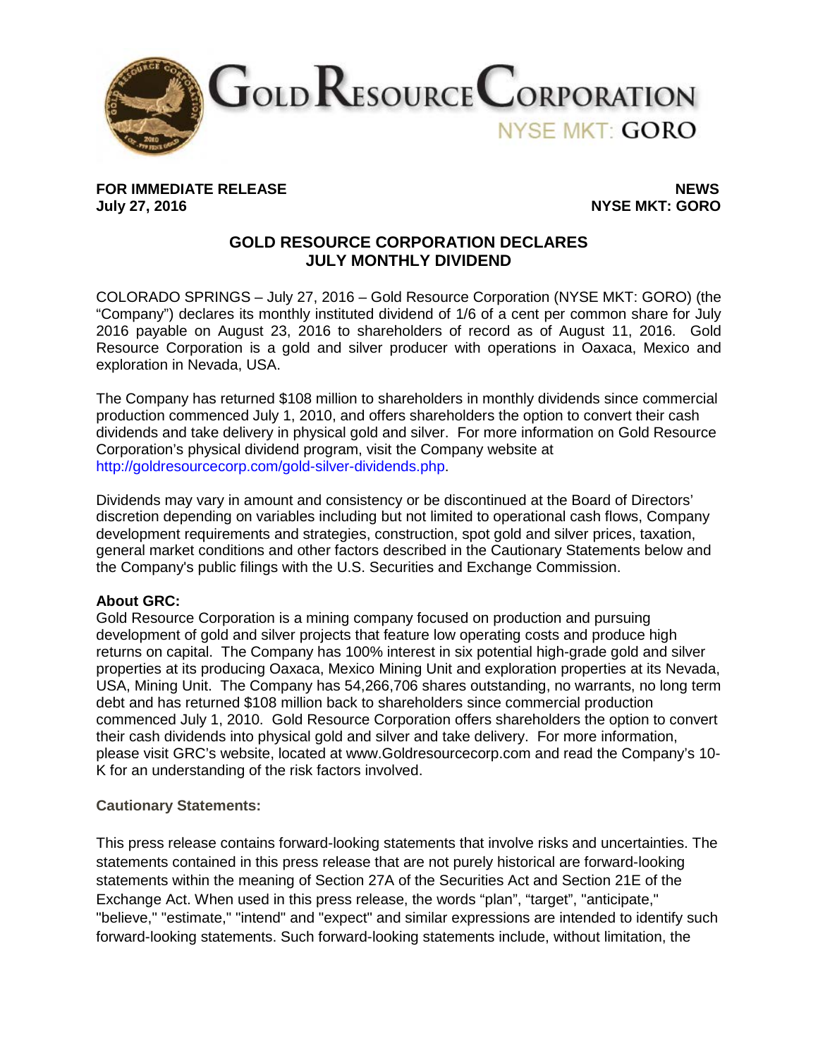Gold Resource Corporation

NYSE MKT: GORO

**FOR IMMEDIATE RELEASE**
**July 27, 2016**

**NEWS**
**NYSE MKT: GORO**

## GOLD RESOURCE CORPORATION DECLARES JULY MONTHLY DIVIDEND

COLORADO SPRINGS – July 27, 2016 – Gold Resource Corporation (NYSE MKT: GORO) (the "Company") declares its monthly instituted dividend of 1/6 of a cent per common share for July 2016 payable on August 23, 2016 to shareholders of record as of August 11, 2016. Gold Resource Corporation is a gold and silver producer with operations in Oaxaca, Mexico and exploration in Nevada, USA.

The Company has returned $108 million to shareholders in monthly dividends since commercial production commenced July 1, 2010, and offers shareholders the option to convert their cash dividends and take delivery in physical gold and silver. For more information on Gold Resource Corporation's physical dividend program, visit the Company website at http://goldresourcecorp.com/gold-silver-dividends.php.

Dividends may vary in amount and consistency or be discontinued at the Board of Directors' discretion depending on variables including but not limited to operational cash flows, Company development requirements and strategies, construction, spot gold and silver prices, taxation, general market conditions and other factors described in the Cautionary Statements below and the Company's public filings with the U.S. Securities and Exchange Commission.

**About GRC:**

Gold Resource Corporation is a mining company focused on production and pursuing development of gold and silver projects that feature low operating costs and produce high returns on capital. The Company has 100% interest in six potential high-grade gold and silver properties at its producing Oaxaca, Mexico Mining Unit and exploration properties at its Nevada, USA, Mining Unit. The Company has 54,266,706 shares outstanding, no warrants, no long term debt and has returned $108 million back to shareholders since commercial production commenced July 1, 2010. Gold Resource Corporation offers shareholders the option to convert their cash dividends into physical gold and silver and take delivery. For more information, please visit GRC's website, located at www.Goldresourcecorp.com and read the Company's 10-K for an understanding of the risk factors involved.

**Cautionary Statements:**

This press release contains forward-looking statements that involve risks and uncertainties. The statements contained in this press release that are not purely historical are forward-looking statements within the meaning of Section 27A of the Securities Act and Section 21E of the Exchange Act. When used in this press release, the words "plan", "target", "anticipate," "believe," "estimate," "intend" and "expect" and similar expressions are intended to identify such forward-looking statements. Such forward-looking statements include, without limitation, the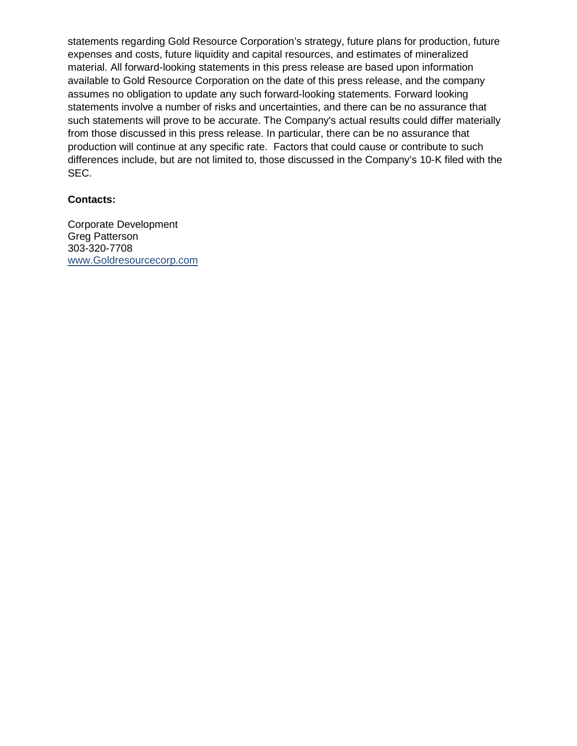statements regarding Gold Resource Corporation's strategy, future plans for production, future expenses and costs, future liquidity and capital resources, and estimates of mineralized material. All forward-looking statements in this press release are based upon information available to Gold Resource Corporation on the date of this press release, and the company assumes no obligation to update any such forward-looking statements. Forward looking statements involve a number of risks and uncertainties, and there can be no assurance that such statements will prove to be accurate. The Company's actual results could differ materially from those discussed in this press release. In particular, there can be no assurance that production will continue at any specific rate. Factors that could cause or contribute to such differences include, but are not limited to, those discussed in the Company's 10-K filed with the SEC.

**Contacts:**

Corporate Development
Greg Patterson
303-320-7708
www.Goldresourcecorp.com